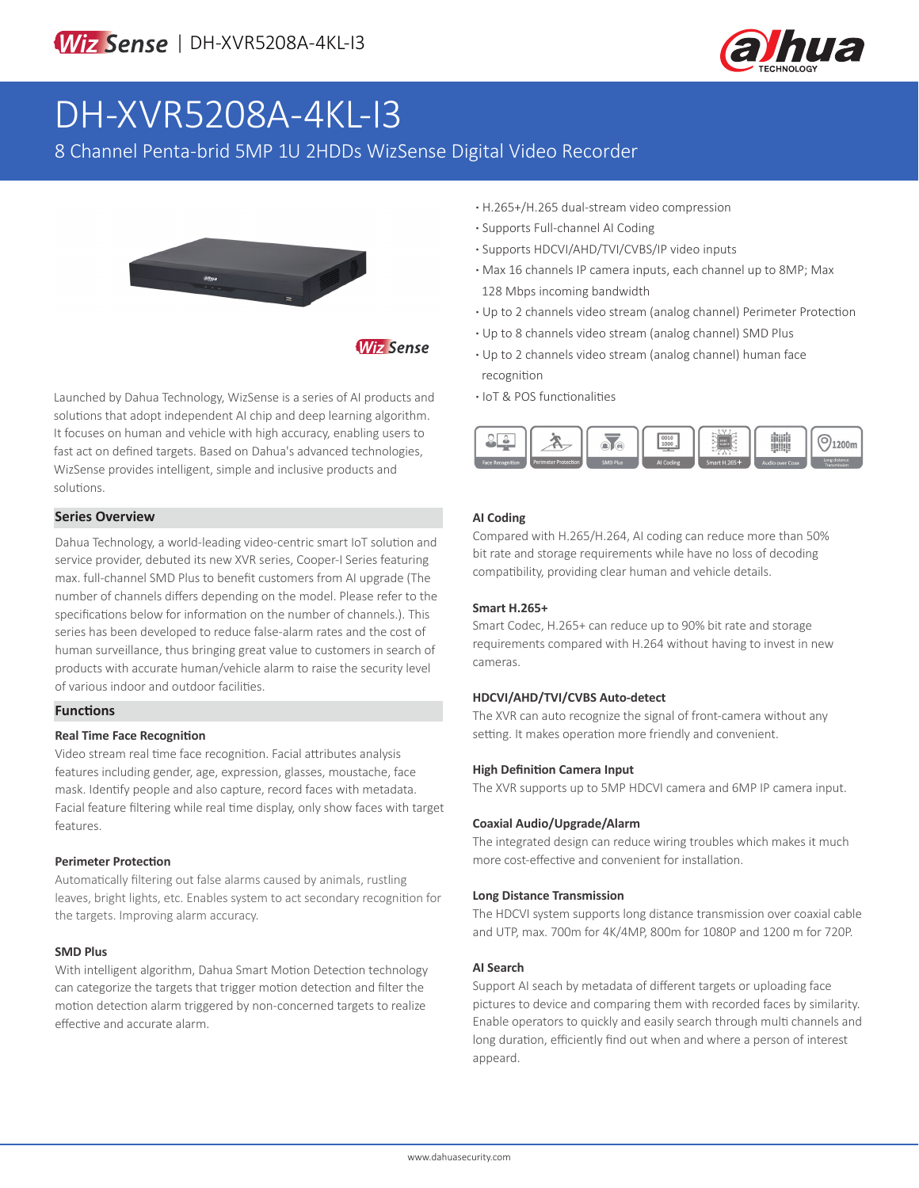# DH-XVR5208A-4KL-I3

8 Channel Penta-brid 5MP 1U 2HDDs WizSense Digital Video Recorder

- H.265+/H.265 dual-stream video compression
- Supports Full-channel AI Coding
- Supports HDCVI/AHD/TVI/CVBS/IP video inputs
- Max 16 channels IP camera inputs, each channel up to 8MP; Max 128 Mbps incoming bandwidth
- Up to 2 channels video stream (analog channel) Perimeter Protection
- Up to 8 channels video stream (analog channel) SMD Plus
- Up to 2 channels video stream (analog channel) human face recognition
- IoT & POS functionalities

Launched by Dahua Technology, WizSense is a series of AI products and solutions that adopt independent AI chip and deep learning algorithm. It focuses on human and vehicle with high accuracy, enabling users to fast act on defined targets. Based on Dahua's advanced technologies, WizSense provides intelligent, simple and inclusive products and solutions.

## Series Overview

Dahua Technology, a world-leading video-centric smart IoT solution and service provider, debuted its new XVR series, Cooper-I Series featuring max. full-channel SMD Plus to benefit customers from AI upgrade (The number of channels differs depending on the model. Please refer to the specifications below for information on the number of channels.). This series has been developed to reduce false-alarm rates and the cost of human surveillance, thus bringing great value to customers in search of products with accurate human/vehicle alarm to raise the security level of various indoor and outdoor facilities.

## Functions

### Real Time Face Recognition

Video stream real time face recognition. Facial attributes analysis features including gender, age, expression, glasses, moustache, face mask. Identify people and also capture, record faces with metadata. Facial feature filtering while real time display, only show faces with target features.

### Perimeter Protection

Automatically filtering out false alarms caused by animals, rustling leaves, bright lights, etc. Enables system to act secondary recognition for the targets. Improving alarm accuracy.

### SMD Plus

With intelligent algorithm, Dahua Smart Motion Detection technology can categorize the targets that trigger motion detection and filter the motion detection alarm triggered by non-concerned targets to realize effective and accurate alarm.

### AI Coding

Compared with H.265/H.264, AI coding can reduce more than 50% bit rate and storage requirements while have no loss of decoding compatibility, providing clear human and vehicle details.

### Smart H.265+

Smart Codec, H.265+ can reduce up to 90% bit rate and storage requirements compared with H.264 without having to invest in new cameras.

### HDCVI/AHD/TVI/CVBS Auto-detect

The XVR can auto recognize the signal of front-camera without any setting. It makes operation more friendly and convenient.

### High Definition Camera Input

The XVR supports up to 5MP HDCVI camera and 6MP IP camera input.

### Coaxial Audio/Upgrade/Alarm

The integrated design can reduce wiring troubles which makes it much more cost-effective and convenient for installation.

### Long Distance Transmission

The HDCVI system supports long distance transmission over coaxial cable and UTP, max. 700m for 4K/4MP, 800m for 1080P and 1200 m for 720P.

### AI Search

Support AI seach by metadata of different targets or uploading face pictures to device and comparing them with recorded faces by similarity. Enable operators to quickly and easily search through multi channels and long duration, efficiently find out when and where a person of interest appeard.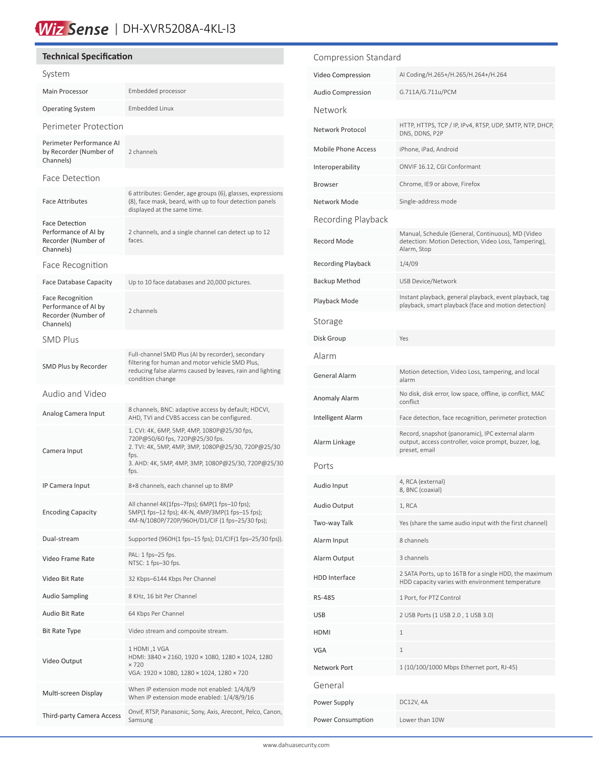# WizSense | DH-XVR5208A-4KL-I3

## Technical Specification

### System

| | |
|---|---|
| Main Processor | Embedded processor |
| Operating System | Embedded Linux |

### Perimeter Protection

| | |
|---|---|
| Perimeter Performance AI by Recorder (Number of Channels) | 2 channels |

### Face Detection

| | |
|---|---|
| Face Attributes | 6 attributes: Gender, age groups (6), glasses, expressions (8), face mask, beard, with up to four detection panels displayed at the same time. |
| Face Detection Performance of AI by Recorder (Number of Channels) | 2 channels, and a single channel can detect up to 12 faces. |

### Face Recognition

| | |
|---|---|
| Face Database Capacity | Up to 10 face databases and 20,000 pictures. |
| Face Recognition Performance of AI by Recorder (Number of Channels) | 2 channels |

### SMD Plus

| | |
|---|---|
| SMD Plus by Recorder | Full-channel SMD Plus (AI by recorder), secondary filtering for human and motor vehicle SMD Plus, reducing false alarms caused by leaves, rain and lighting condition change |

### Audio and Video

| | |
|---|---|
| Analog Camera Input | 8 channels, BNC: adaptive access by default; HDCVI, AHD, TVI and CVBS access can be configured. |
| Camera Input | 1. CVI: 4K, 6MP, 5MP, 4MP, 1080P@25/30 fps, 720P@50/60 fps, 720P@25/30 fps.<br>2. TVI: 4K, 5MP, 4MP, 3MP, 1080P@25/30, 720P@25/30 fps.<br>3. AHD: 4K, 5MP, 4MP, 3MP, 1080P@25/30, 720P@25/30 fps. |
| IP Camera Input | 8+8 channels, each channel up to 8MP |
| Encoding Capacity | All channel 4K(1fps–7fps); 6MP(1 fps–10 fps); 5MP(1 fps–12 fps); 4K-N, 4MP/3MP(1 fps–15 fps); 4M-N/1080P/720P/960H/D1/CIF (1 fps–25/30 fps); |
| Dual-stream | Supported (960H(1 fps–15 fps); D1/CIF(1 fps–25/30 fps)). |
| Video Frame Rate | PAL: 1 fps–25 fps.<br>NTSC: 1 fps–30 fps. |
| Video Bit Rate | 32 Kbps–6144 Kbps Per Channel |
| Audio Sampling | 8 KHz, 16 bit Per Channel |
| Audio Bit Rate | 64 Kbps Per Channel |
| Bit Rate Type | Video stream and composite stream. |
| Video Output | 1 HDMI ,1 VGA<br>HDMI: 3840 × 2160, 1920 × 1080, 1280 × 1024, 1280 × 720<br>VGA: 1920 × 1080, 1280 × 1024, 1280 × 720 |
| Multi-screen Display | When IP extension mode not enabled: 1/4/8/9<br>When IP extension mode enabled: 1/4/8/9/16 |
| Third-party Camera Access | Onvif, RTSP, Panasonic, Sony, Axis, Arecont, Pelco, Canon, Samsung |

### Compression Standard

| | |
|---|---|
| Video Compression | AI Coding/H.265+/H.265/H.264+/H.264 |
| Audio Compression | G.711A/G.711u/PCM |

### Network

| | |
|---|---|
| Network Protocol | HTTP, HTTPS, TCP / IP, IPv4, RTSP, UDP, SMTP, NTP, DHCP, DNS, DDNS, P2P |
| Mobile Phone Access | iPhone, iPad, Android |
| Interoperability | ONVIF 16.12, CGI Conformant |
| Browser | Chrome, IE9 or above, Firefox |
| Network Mode | Single-address mode |

### Recording Playback

| | |
|---|---|
| Record Mode | Manual, Schedule (General, Continuous), MD (Video detection: Motion Detection, Video Loss, Tampering), Alarm, Stop |
| Recording Playback | 1/4/09 |
| Backup Method | USB Device/Network |
| Playback Mode | Instant playback, general playback, event playback, tag playback, smart playback (face and motion detection) |

### Storage

| | |
|---|---|
| Disk Group | Yes |

### Alarm

| | |
|---|---|
| General Alarm | Motion detection, Video Loss, tampering, and local alarm |
| Anomaly Alarm | No disk, disk error, low space, offline, ip conflict, MAC conflict |
| Intelligent Alarm | Face detection, face recognition, perimeter protection |
| Alarm Linkage | Record, snapshot (panoramic), IPC external alarm output, access controller, voice prompt, buzzer, log, preset, email |

### Ports

| | |
|---|---|
| Audio Input | 4, RCA (external)<br>8, BNC (coaxial) |
| Audio Output | 1, RCA |
| Two-way Talk | Yes (share the same audio input with the first channel) |
| Alarm Input | 8 channels |
| Alarm Output | 3 channels |
| HDD Interface | 2 SATA Ports, up to 16TB for a single HDD, the maximum HDD capacity varies with environment temperature |
| RS-485 | 1 Port, for PTZ Control |
| USB | 2 USB Ports (1 USB 2.0 , 1 USB 3.0) |
| HDMI | 1 |
| VGA | 1 |
| Network Port | 1 (10/100/1000 Mbps Ethernet port, RJ-45) |

### General

| | |
|---|---|
| Power Supply | DC12V, 4A |
| Power Consumption | Lower than 10W |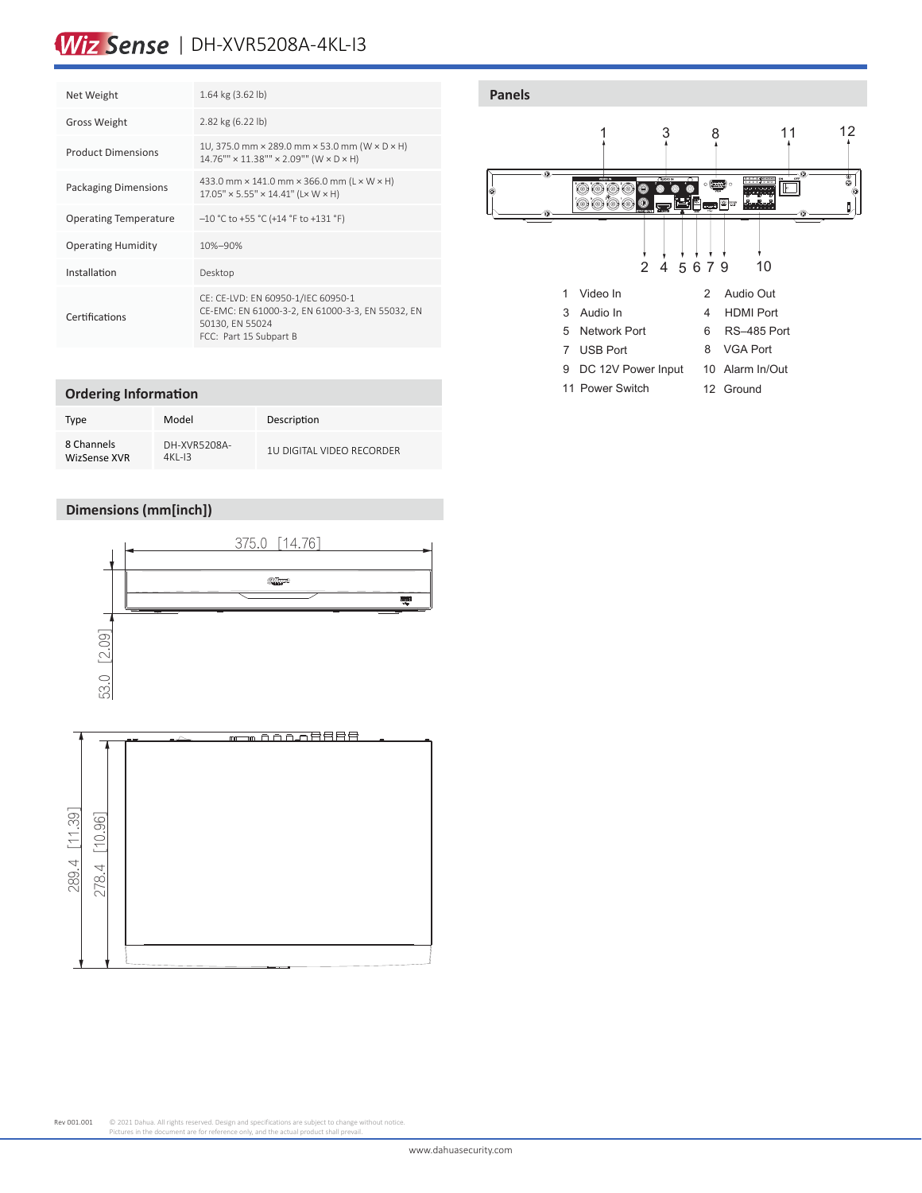| | |
|---|---|
| Net Weight | 1.64 kg (3.62 lb) |
| Gross Weight | 2.82 kg (6.22 lb) |
| Product Dimensions | 1U, 375.0 mm × 289.0 mm × 53.0 mm (W × D × H) 14.76"" × 11.38"" × 2.09"" (W × D × H) |
| Packaging Dimensions | 433.0 mm × 141.0 mm × 366.0 mm (L × W × H) 17.05" × 5.55" × 14.41" (L× W × H) |
| Operating Temperature | –10 °C to +55 °C (+14 °F to +131 °F) |
| Operating Humidity | 10%–90% |
| Installation | Desktop |
| Certifications | CE: CE-LVD: EN 60950-1/IEC 60950-1<br>CE-EMC: EN 61000-3-2, EN 61000-3-3, EN 55032, EN 50130, EN 55024<br>FCC: Part 15 Subpart B |

## Ordering Information

| Type | Model | Description |
|---|---|---|
| 8 Channels WizSense XVR | DH-XVR5208A-4KL-I3 | 1U DIGITAL VIDEO RECORDER |

## Dimensions (mm[inch])

375.0 [14.76]

53.0 [2.09]

289.4 [11.39]

278.4 [10.96]

## Panels

1 3 8 11 12

2 4 5 6 7 9 10

| | | | |
|---|---|---|---|
| 1 | Video In | 2 | Audio Out |
| 3 | Audio In | 4 | HDMI Port |
| 5 | Network Port | 6 | RS–485 Port |
| 7 | USB Port | 8 | VGA Port |
| 9 | DC 12V Power Input | 10 | Alarm In/Out |
| 11 | Power Switch | 12 | Ground |

Rev 001.001 © 2021 Dahua. All rights reserved. Design and specifications are subject to change without notice.
Pictures in the document are for reference only, and the actual product shall prevail.

www.dahuasecurity.com